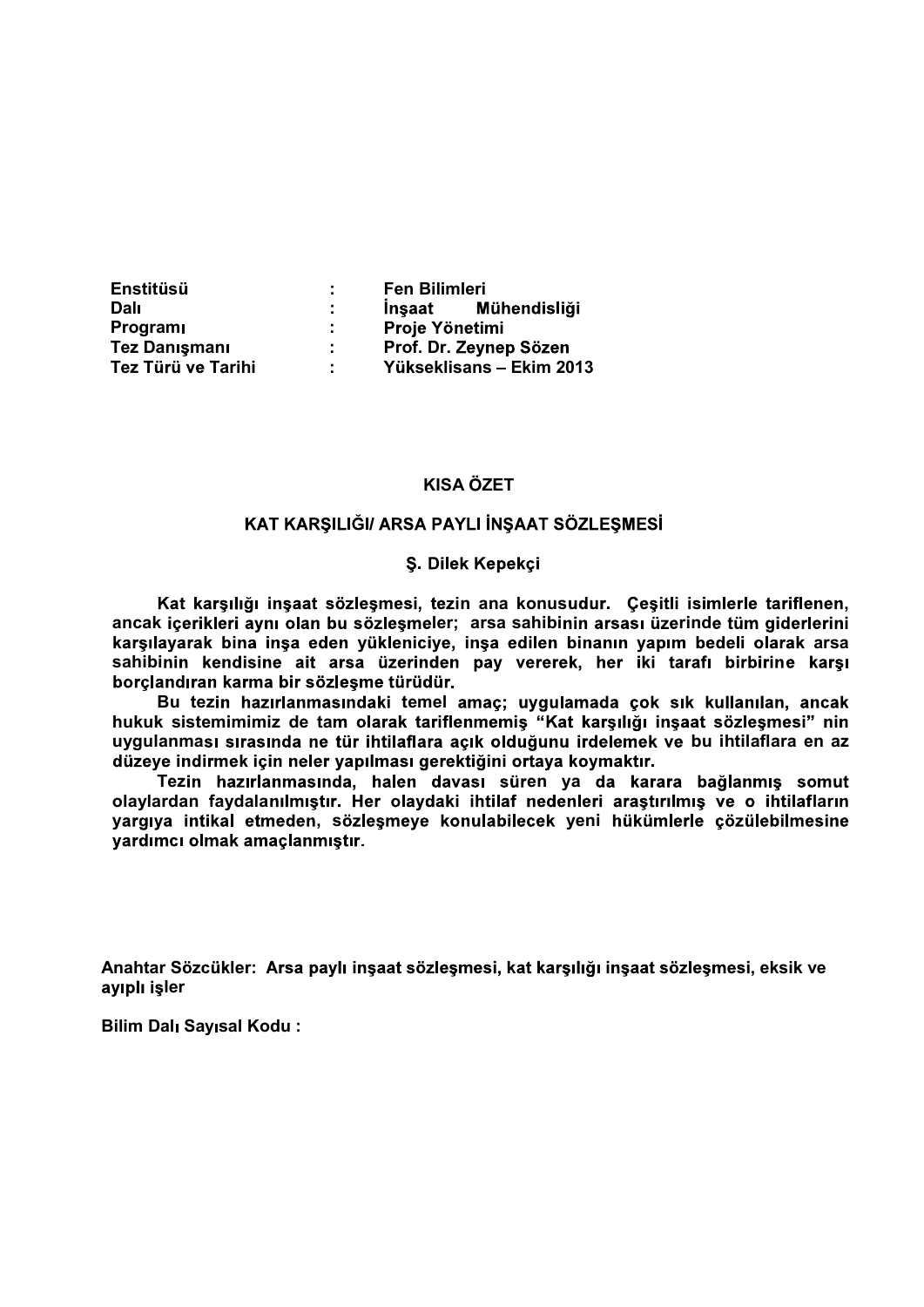| | | |
|---|---|---|
| **Enstitüsü** | **:** | **Fen Bilimleri** |
| **Dalı** | **:** | **İnşaat Mühendisliği** |
| **Programı** | **:** | **Proje Yönetimi** |
| **Tez Danışmanı** | **:** | **Prof. Dr. Zeynep Sözen** |
| **Tez Türü ve Tarihi** | **:** | **Yükseklisans – Ekim 2013** |

## KISA ÖZET

### KAT KARŞILIĞI/ ARSA PAYLI İNŞAAT SÖZLEŞMESİ

**Ş. Dilek Kepekçi**

Kat karşılığı inşaat sözleşmesi, tezin ana konusudur. Çeşitli isimlerle tariflenen, ancak içerikleri aynı olan bu sözleşmeler; arsa sahibinin arsası üzerinde tüm giderlerini karşılayarak bina inşa eden yükleniciye, inşa edilen binanın yapım bedeli olarak arsa sahibinin kendisine ait arsa üzerinden pay vererek, her iki tarafı birbirine karşı borçlandıran karma bir sözleşme türüdür.

Bu tezin hazırlanmasındaki temel amaç; uygulamada çok sık kullanılan, ancak hukuk sistemimimiz de tam olarak tariflenmemiş "Kat karşılığı inşaat sözleşmesi" nin uygulanması sırasında ne tür ihtilaflara açık olduğunu irdelemek ve bu ihtilaflara en az düzeye indirmek için neler yapılması gerektiğini ortaya koymaktır.

Tezin hazırlanmasında, halen davası süren ya da karara bağlanmış somut olaylardan faydalanılmıştır. Her olaydaki ihtilaf nedenleri araştırılmış ve o ihtilafların yargıya intikal etmeden, sözleşmeye konulabilecek yeni hükümlerle çözülebilmesine yardımcı olmak amaçlanmıştır.

**Anahtar Sözcükler:** Arsa paylı inşaat sözleşmesi, kat karşılığı inşaat sözleşmesi, eksik ve ayıplı işler

**Bilim Dalı Sayısal Kodu :**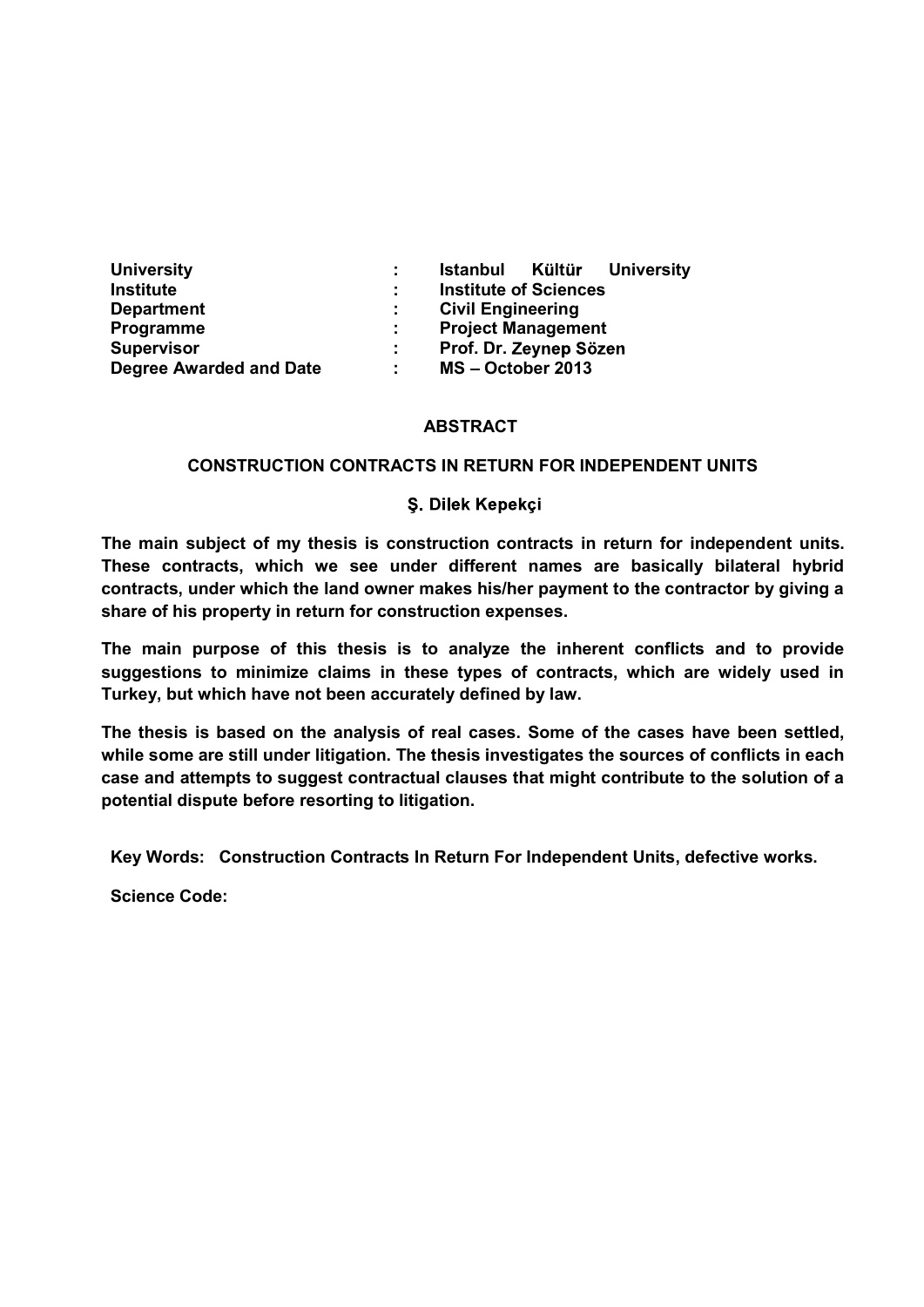| | | |
|---|---|---|
| **University** | **:** | **Istanbul Kültür University** |
| **Institute** | **:** | **Institute of Sciences** |
| **Department** | **:** | **Civil Engineering** |
| **Programme** | **:** | **Project Management** |
| **Supervisor** | **:** | **Prof. Dr. Zeynep Sözen** |
| **Degree Awarded and Date** | **:** | **MS – October 2013** |

## ABSTRACT

### CONSTRUCTION CONTRACTS IN RETURN FOR INDEPENDENT UNITS

**Ş. Dilek Kepekçi**

**The main subject of my thesis is construction contracts in return for independent units. These contracts, which we see under different names are basically bilateral hybrid contracts, under which the land owner makes his/her payment to the contractor by giving a share of his property in return for construction expenses.**

**The main purpose of this thesis is to analyze the inherent conflicts and to provide suggestions to minimize claims in these types of contracts, which are widely used in Turkey, but which have not been accurately defined by law.**

**The thesis is based on the analysis of real cases. Some of the cases have been settled, while some are still under litigation. The thesis investigates the sources of conflicts in each case and attempts to suggest contractual clauses that might contribute to the solution of a potential dispute before resorting to litigation.**

**Key Words:** **Construction Contracts In Return For Independent Units, defective works.**

**Science Code:**